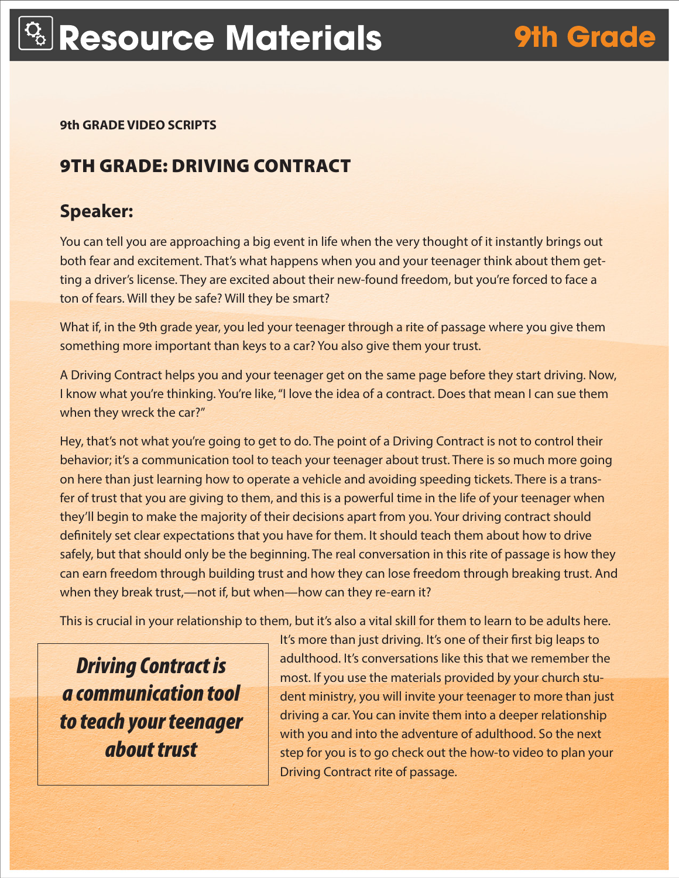# Resource Materials — 9th Grade

**9th GRADE VIDEO SCRIPTS**

## 9TH GRADE: DRIVING CONTRACT

### Speaker:

You can tell you are approaching a big event in life when the very thought of it instantly brings out both fear and excitement. That's what happens when you and your teenager think about them getting a driver's license. They are excited about their new-found freedom, but you're forced to face a ton of fears. Will they be safe? Will they be smart?

What if, in the 9th grade year, you led your teenager through a rite of passage where you give them something more important than keys to a car? You also give them your trust.

A Driving Contract helps you and your teenager get on the same page before they start driving. Now, I know what you're thinking. You're like, "I love the idea of a contract. Does that mean I can sue them when they wreck the car?"

Hey, that's not what you're going to get to do. The point of a Driving Contract is not to control their behavior; it's a communication tool to teach your teenager about trust. There is so much more going on here than just learning how to operate a vehicle and avoiding speeding tickets. There is a transfer of trust that you are giving to them, and this is a powerful time in the life of your teenager when they'll begin to make the majority of their decisions apart from you. Your driving contract should definitely set clear expectations that you have for them. It should teach them about how to drive safely, but that should only be the beginning. The real conversation in this rite of passage is how they can earn freedom through building trust and how they can lose freedom through breaking trust. And when they break trust,—not if, but when—how can they re-earn it?

This is crucial in your relationship to them, but it's also a vital skill for them to learn to be adults here. It's more than just driving. It's one of their first big leaps to adulthood. It's conversations like this that we remember the most. If you use the materials provided by your church student ministry, you will invite your teenager to more than just driving a car. You can invite them into a deeper relationship with you and into the adventure of adulthood. So the next step for you is to go check out the how-to video to plan your Driving Contract rite of passage.

> ***Driving Contract is a communication tool to teach your teenager about trust***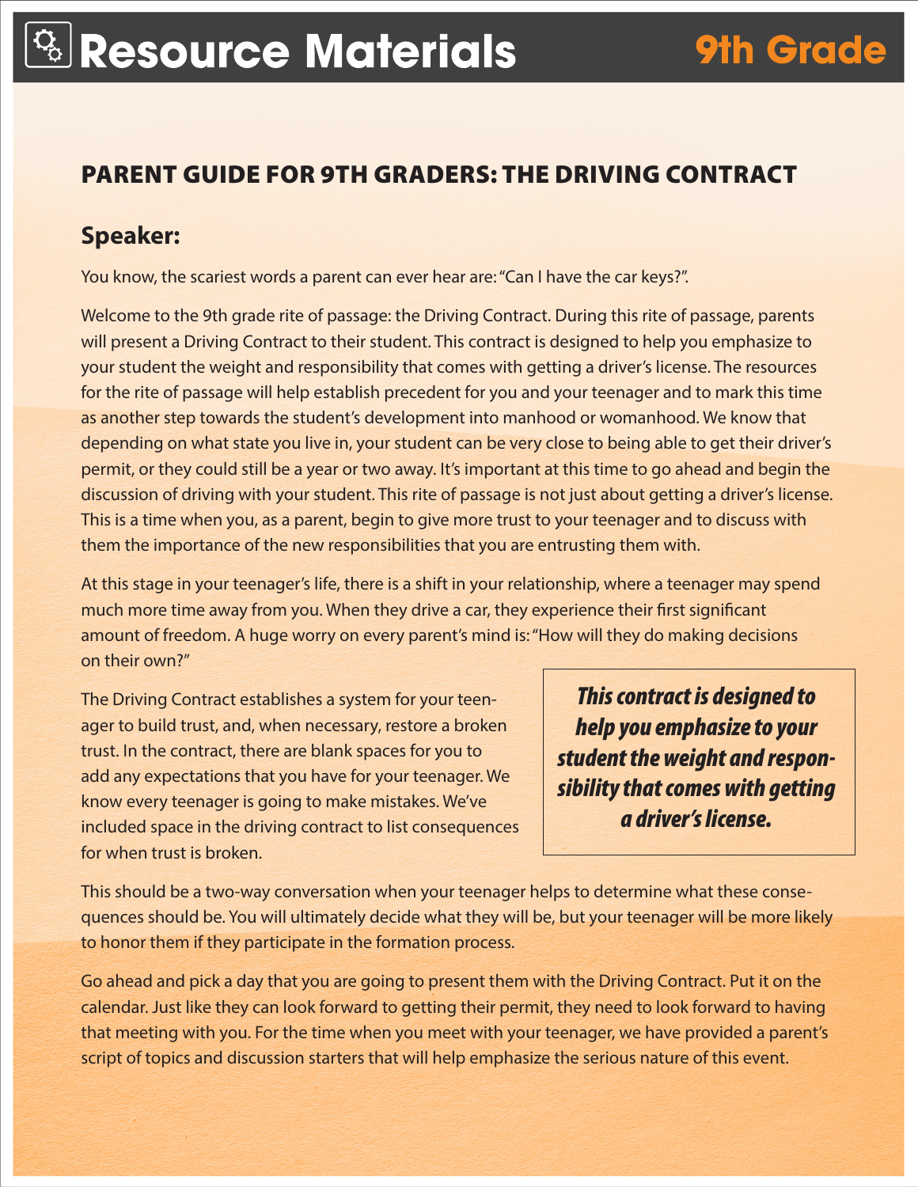# Resource Materials — 9th Grade

## PARENT GUIDE FOR 9TH GRADERS: THE DRIVING CONTRACT

### Speaker:

You know, the scariest words a parent can ever hear are: "Can I have the car keys?".

Welcome to the 9th grade rite of passage: the Driving Contract. During this rite of passage, parents will present a Driving Contract to their student. This contract is designed to help you emphasize to your student the weight and responsibility that comes with getting a driver's license. The resources for the rite of passage will help establish precedent for you and your teenager and to mark this time as another step towards the student's development into manhood or womanhood. We know that depending on what state you live in, your student can be very close to being able to get their driver's permit, or they could still be a year or two away. It's important at this time to go ahead and begin the discussion of driving with your student. This rite of passage is not just about getting a driver's license. This is a time when you, as a parent, begin to give more trust to your teenager and to discuss with them the importance of the new responsibilities that you are entrusting them with.

At this stage in your teenager's life, there is a shift in your relationship, where a teenager may spend much more time away from you. When they drive a car, they experience their first significant amount of freedom. A huge worry on every parent's mind is: "How will they do making decisions on their own?"

The Driving Contract establishes a system for your teenager to build trust, and, when necessary, restore a broken trust. In the contract, there are blank spaces for you to add any expectations that you have for your teenager. We know every teenager is going to make mistakes. We've included space in the driving contract to list consequences for when trust is broken.

> ***This contract is designed to help you emphasize to your student the weight and responsibility that comes with getting a driver's license.***

This should be a two-way conversation when your teenager helps to determine what these consequences should be. You will ultimately decide what they will be, but your teenager will be more likely to honor them if they participate in the formation process.

Go ahead and pick a day that you are going to present them with the Driving Contract. Put it on the calendar. Just like they can look forward to getting their permit, they need to look forward to having that meeting with you. For the time when you meet with your teenager, we have provided a parent's script of topics and discussion starters that will help emphasize the serious nature of this event.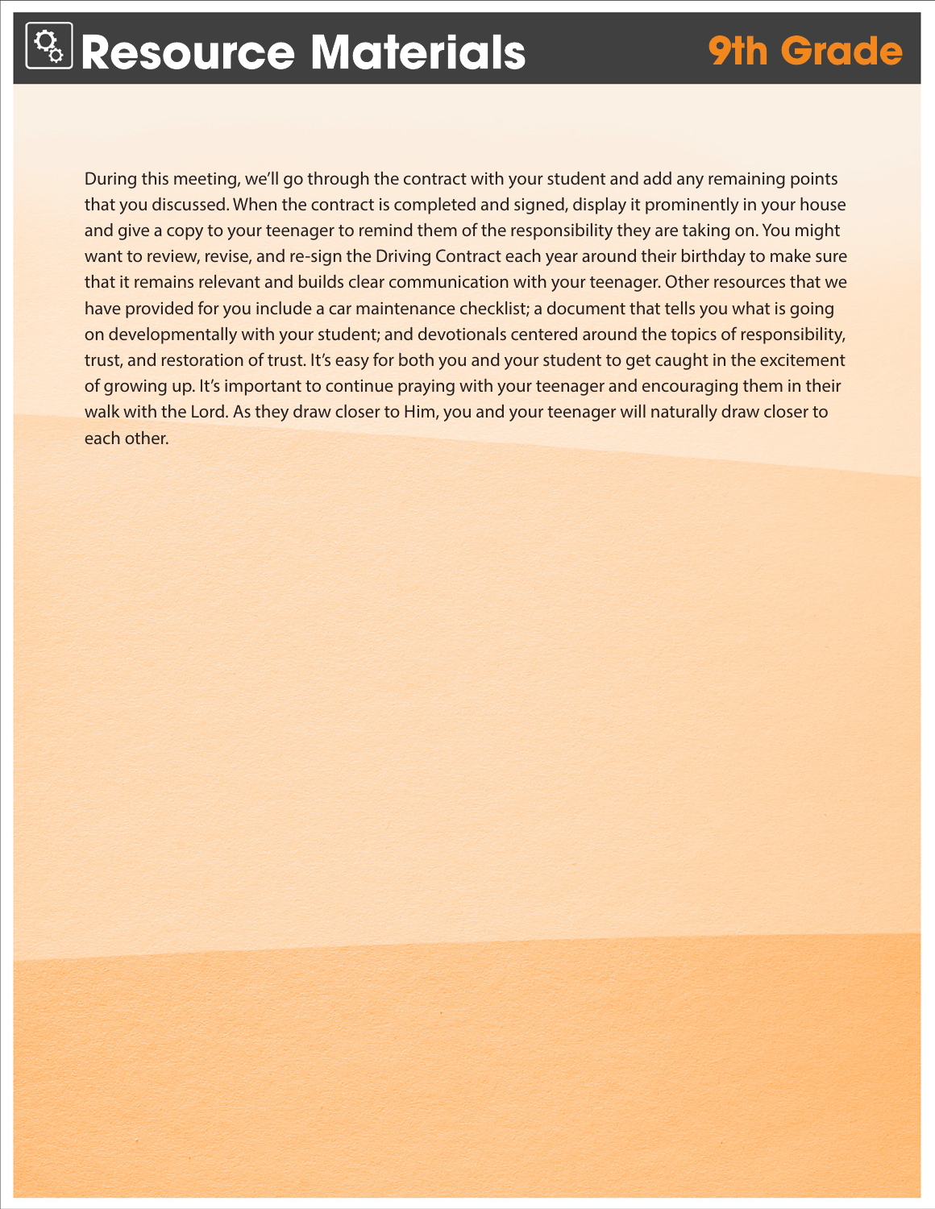# Resource Materials

## 9th Grade

During this meeting, we'll go through the contract with your student and add any remaining points that you discussed. When the contract is completed and signed, display it prominently in your house and give a copy to your teenager to remind them of the responsibility they are taking on. You might want to review, revise, and re-sign the Driving Contract each year around their birthday to make sure that it remains relevant and builds clear communication with your teenager. Other resources that we have provided for you include a car maintenance checklist; a document that tells you what is going on developmentally with your student; and devotionals centered around the topics of responsibility, trust, and restoration of trust. It's easy for both you and your student to get caught in the excitement of growing up. It's important to continue praying with your teenager and encouraging them in their walk with the Lord. As they draw closer to Him, you and your teenager will naturally draw closer to each other.